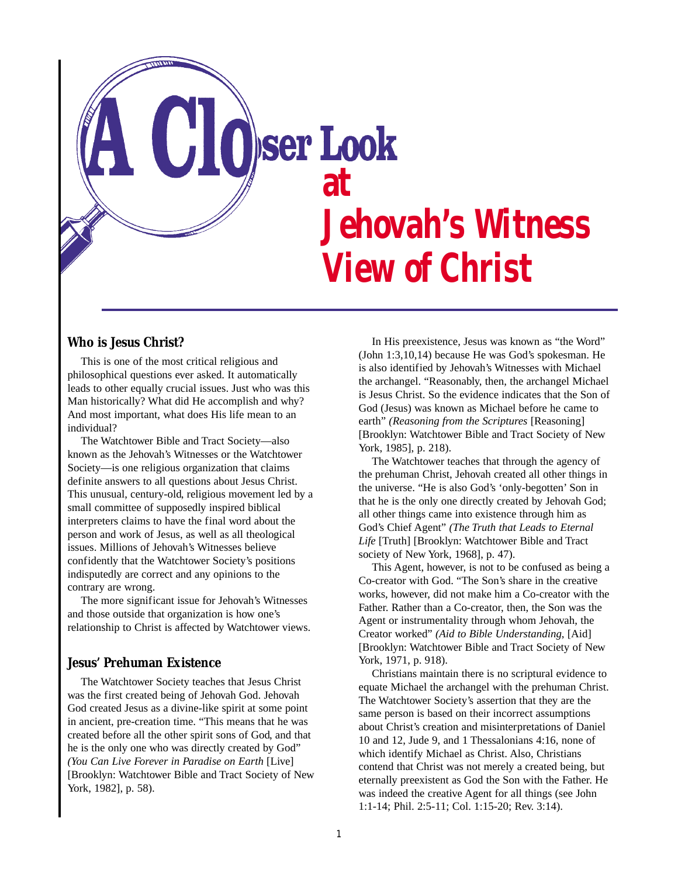# A Closer Look at Jehovah's Witness View of Christ

## Who is Jesus Christ?

This is one of the most critical religious and philosophical questions ever asked. It automatically leads to other equally crucial issues. Just who was this Man historically? What did He accomplish and why? And most important, what does His life mean to an individual?

The Watchtower Bible and Tract Society—also known as the Jehovah's Witnesses or the Watchtower Society—is one religious organization that claims definite answers to all questions about Jesus Christ. This unusual, century-old, religious movement led by a small committee of supposedly inspired biblical interpreters claims to have the final word about the person and work of Jesus, as well as all theological issues. Millions of Jehovah's Witnesses believe confidently that the Watchtower Society's positions indisputedly are correct and any opinions to the contrary are wrong.

The more significant issue for Jehovah's Witnesses and those outside that organization is how one's relationship to Christ is affected by Watchtower views.

## Jesus' Prehuman Existence

The Watchtower Society teaches that Jesus Christ was the first created being of Jehovah God. Jehovah God created Jesus as a divine-like spirit at some point in ancient, pre-creation time. "This means that he was created before all the other spirit sons of God, and that he is the only one who was directly created by God" *(You Can Live Forever in Paradise on Earth* [Live] [Brooklyn: Watchtower Bible and Tract Society of New York, 1982], p. 58).

In His preexistence, Jesus was known as "the Word" (John 1:3,10,14) because He was God's spokesman. He is also identified by Jehovah's Witnesses with Michael the archangel. "Reasonably, then, the archangel Michael is Jesus Christ. So the evidence indicates that the Son of God (Jesus) was known as Michael before he came to earth" *(Reasoning from the Scriptures* [Reasoning] [Brooklyn: Watchtower Bible and Tract Society of New York, 1985], p. 218).

The Watchtower teaches that through the agency of the prehuman Christ, Jehovah created all other things in the universe. "He is also God's 'only-begotten' Son in that he is the only one directly created by Jehovah God; all other things came into existence through him as God's Chief Agent" *(The Truth that Leads to Eternal Life* [Truth] [Brooklyn: Watchtower Bible and Tract society of New York, 1968], p. 47).

This Agent, however, is not to be confused as being a Co-creator with God. "The Son's share in the creative works, however, did not make him a Co-creator with the Father. Rather than a Co-creator, then, the Son was the Agent or instrumentality through whom Jehovah, the Creator worked" *(Aid to Bible Understanding,* [Aid] [Brooklyn: Watchtower Bible and Tract Society of New York, 1971, p. 918).

Christians maintain there is no scriptural evidence to equate Michael the archangel with the prehuman Christ. The Watchtower Society's assertion that they are the same person is based on their incorrect assumptions about Christ's creation and misinterpretations of Daniel 10 and 12, Jude 9, and 1 Thessalonians 4:16, none of which identify Michael as Christ. Also, Christians contend that Christ was not merely a created being, but eternally preexistent as God the Son with the Father. He was indeed the creative Agent for all things (see John 1:1-14; Phil. 2:5-11; Col. 1:15-20; Rev. 3:14).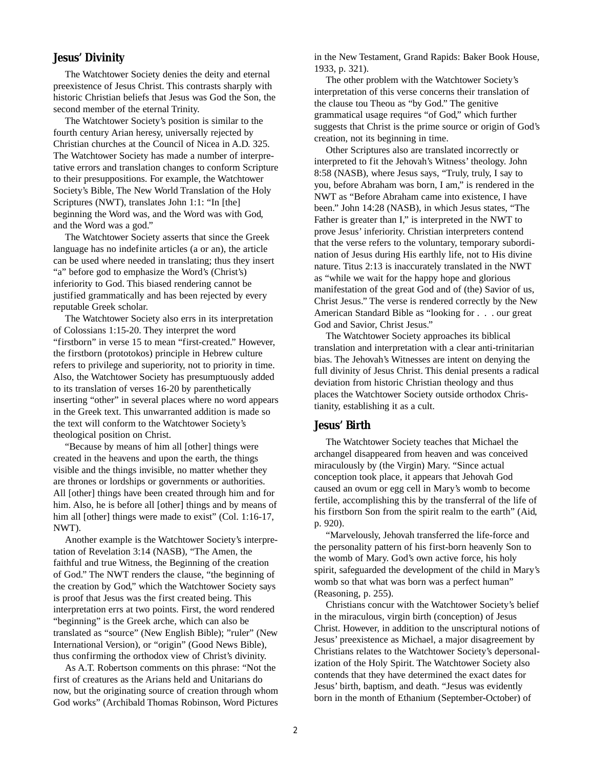## Jesus' Divinity

The Watchtower Society denies the deity and eternal preexistence of Jesus Christ. This contrasts sharply with historic Christian beliefs that Jesus was God the Son, the second member of the eternal Trinity.

The Watchtower Society's position is similar to the fourth century Arian heresy, universally rejected by Christian churches at the Council of Nicea in A.D. 325. The Watchtower Society has made a number of interpretative errors and translation changes to conform Scripture to their presuppositions. For example, the Watchtower Society's Bible, The New World Translation of the Holy Scriptures (NWT), translates John 1:1: "In [the] beginning the Word was, and the Word was with God, and the Word was a god."

The Watchtower Society asserts that since the Greek language has no indefinite articles (a or an), the article can be used where needed in translating; thus they insert "a" before god to emphasize the Word's (Christ's) inferiority to God. This biased rendering cannot be justified grammatically and has been rejected by every reputable Greek scholar.

The Watchtower Society also errs in its interpretation of Colossians 1:15-20. They interpret the word "firstborn" in verse 15 to mean "first-created." However, the firstborn (prototokos) principle in Hebrew culture refers to privilege and superiority, not to priority in time. Also, the Watchtower Society has presumptuously added to its translation of verses 16-20 by parenthetically inserting "other" in several places where no word appears in the Greek text. This unwarranted addition is made so the text will conform to the Watchtower Society's theological position on Christ.

"Because by means of him all [other] things were created in the heavens and upon the earth, the things visible and the things invisible, no matter whether they are thrones or lordships or governments or authorities. All [other] things have been created through him and for him. Also, he is before all [other] things and by means of him all [other] things were made to exist" (Col. 1:16-17, NWT).

Another example is the Watchtower Society's interpretation of Revelation 3:14 (NASB), "The Amen, the faithful and true Witness, the Beginning of the creation of God." The NWT renders the clause, "the beginning of the creation by God," which the Watchtower Society says is proof that Jesus was the first created being. This interpretation errs at two points. First, the word rendered "beginning" is the Greek arche, which can also be translated as "source" (New English Bible); "ruler" (New International Version), or "origin" (Good News Bible), thus confirming the orthodox view of Christ's divinity.

As A.T. Robertson comments on this phrase: "Not the first of creatures as the Arians held and Unitarians do now, but the originating source of creation through whom God works" (Archibald Thomas Robinson, Word Pictures in the New Testament, Grand Rapids: Baker Book House, 1933, p. 321).

The other problem with the Watchtower Society's interpretation of this verse concerns their translation of the clause tou Theou as "by God." The genitive grammatical usage requires "of God," which further suggests that Christ is the prime source or origin of God's creation, not its beginning in time.

Other Scriptures also are translated incorrectly or interpreted to fit the Jehovah's Witness' theology. John 8:58 (NASB), where Jesus says, "Truly, truly, I say to you, before Abraham was born, I am," is rendered in the NWT as "Before Abraham came into existence, I have been." John 14:28 (NASB), in which Jesus states, "The Father is greater than I," is interpreted in the NWT to prove Jesus' inferiority. Christian interpreters contend that the verse refers to the voluntary, temporary subordination of Jesus during His earthly life, not to His divine nature. Titus 2:13 is inaccurately translated in the NWT as "while we wait for the happy hope and glorious manifestation of the great God and of (the) Savior of us, Christ Jesus." The verse is rendered correctly by the New American Standard Bible as "looking for . . . our great God and Savior, Christ Jesus."

The Watchtower Society approaches its biblical translation and interpretation with a clear anti-trinitarian bias. The Jehovah's Witnesses are intent on denying the full divinity of Jesus Christ. This denial presents a radical deviation from historic Christian theology and thus places the Watchtower Society outside orthodox Christianity, establishing it as a cult.

## Jesus' Birth

The Watchtower Society teaches that Michael the archangel disappeared from heaven and was conceived miraculously by (the Virgin) Mary. "Since actual conception took place, it appears that Jehovah God caused an ovum or egg cell in Mary's womb to become fertile, accomplishing this by the transferral of the life of his firstborn Son from the spirit realm to the earth" (Aid, p. 920).

"Marvelously, Jehovah transferred the life-force and the personality pattern of his first-born heavenly Son to the womb of Mary. God's own active force, his holy spirit, safeguarded the development of the child in Mary's womb so that what was born was a perfect human" (Reasoning, p. 255).

Christians concur with the Watchtower Society's belief in the miraculous, virgin birth (conception) of Jesus Christ. However, in addition to the unscriptural notions of Jesus' preexistence as Michael, a major disagreement by Christians relates to the Watchtower Society's depersonalization of the Holy Spirit. The Watchtower Society also contends that they have determined the exact dates for Jesus' birth, baptism, and death. "Jesus was evidently born in the month of Ethanium (September-October) of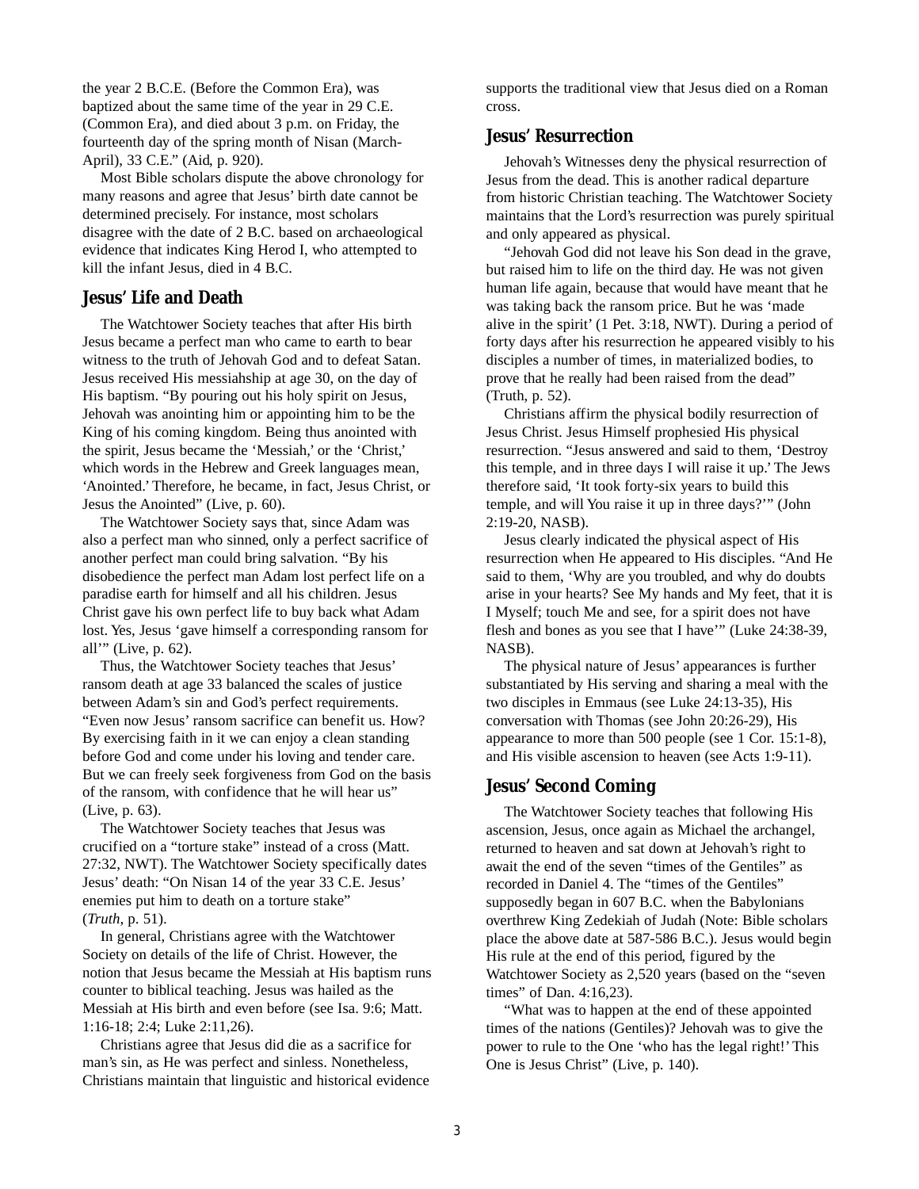the year 2 B.C.E. (Before the Common Era), was baptized about the same time of the year in 29 C.E. (Common Era), and died about 3 p.m. on Friday, the fourteenth day of the spring month of Nisan (March-April), 33 C.E." (Aid, p. 920).

Most Bible scholars dispute the above chronology for many reasons and agree that Jesus' birth date cannot be determined precisely. For instance, most scholars disagree with the date of 2 B.C. based on archaeological evidence that indicates King Herod I, who attempted to kill the infant Jesus, died in 4 B.C.

## Jesus' Life and Death

The Watchtower Society teaches that after His birth Jesus became a perfect man who came to earth to bear witness to the truth of Jehovah God and to defeat Satan. Jesus received His messiahship at age 30, on the day of His baptism. "By pouring out his holy spirit on Jesus, Jehovah was anointing him or appointing him to be the King of his coming kingdom. Being thus anointed with the spirit, Jesus became the 'Messiah,' or the 'Christ,' which words in the Hebrew and Greek languages mean, 'Anointed.' Therefore, he became, in fact, Jesus Christ, or Jesus the Anointed" (Live, p. 60).

The Watchtower Society says that, since Adam was also a perfect man who sinned, only a perfect sacrifice of another perfect man could bring salvation. "By his disobedience the perfect man Adam lost perfect life on a paradise earth for himself and all his children. Jesus Christ gave his own perfect life to buy back what Adam lost. Yes, Jesus 'gave himself a corresponding ransom for all'" (Live, p. 62).

Thus, the Watchtower Society teaches that Jesus' ransom death at age 33 balanced the scales of justice between Adam's sin and God's perfect requirements. "Even now Jesus' ransom sacrifice can benefit us. How? By exercising faith in it we can enjoy a clean standing before God and come under his loving and tender care. But we can freely seek forgiveness from God on the basis of the ransom, with confidence that he will hear us" (Live, p. 63).

The Watchtower Society teaches that Jesus was crucified on a "torture stake" instead of a cross (Matt. 27:32, NWT). The Watchtower Society specifically dates Jesus' death: "On Nisan 14 of the year 33 C.E. Jesus' enemies put him to death on a torture stake" (*Truth*, p. 51).

In general, Christians agree with the Watchtower Society on details of the life of Christ. However, the notion that Jesus became the Messiah at His baptism runs counter to biblical teaching. Jesus was hailed as the Messiah at His birth and even before (see Isa. 9:6; Matt. 1:16-18; 2:4; Luke 2:11,26).

Christians agree that Jesus did die as a sacrifice for man's sin, as He was perfect and sinless. Nonetheless, Christians maintain that linguistic and historical evidence supports the traditional view that Jesus died on a Roman cross.

## Jesus' Resurrection

Jehovah's Witnesses deny the physical resurrection of Jesus from the dead. This is another radical departure from historic Christian teaching. The Watchtower Society maintains that the Lord's resurrection was purely spiritual and only appeared as physical.

"Jehovah God did not leave his Son dead in the grave, but raised him to life on the third day. He was not given human life again, because that would have meant that he was taking back the ransom price. But he was 'made alive in the spirit' (1 Pet. 3:18, NWT). During a period of forty days after his resurrection he appeared visibly to his disciples a number of times, in materialized bodies, to prove that he really had been raised from the dead" (Truth, p. 52).

Christians affirm the physical bodily resurrection of Jesus Christ. Jesus Himself prophesied His physical resurrection. "Jesus answered and said to them, 'Destroy this temple, and in three days I will raise it up.' The Jews therefore said, 'It took forty-six years to build this temple, and will You raise it up in three days?'" (John 2:19-20, NASB).

Jesus clearly indicated the physical aspect of His resurrection when He appeared to His disciples. "And He said to them, 'Why are you troubled, and why do doubts arise in your hearts? See My hands and My feet, that it is I Myself; touch Me and see, for a spirit does not have flesh and bones as you see that I have'" (Luke 24:38-39, NASB).

The physical nature of Jesus' appearances is further substantiated by His serving and sharing a meal with the two disciples in Emmaus (see Luke 24:13-35), His conversation with Thomas (see John 20:26-29), His appearance to more than 500 people (see 1 Cor. 15:1-8), and His visible ascension to heaven (see Acts 1:9-11).

## Jesus' Second Coming

The Watchtower Society teaches that following His ascension, Jesus, once again as Michael the archangel, returned to heaven and sat down at Jehovah's right to await the end of the seven "times of the Gentiles" as recorded in Daniel 4. The "times of the Gentiles" supposedly began in 607 B.C. when the Babylonians overthrew King Zedekiah of Judah (Note: Bible scholars place the above date at 587-586 B.C.). Jesus would begin His rule at the end of this period, figured by the Watchtower Society as 2,520 years (based on the "seven times" of Dan. 4:16,23).

"What was to happen at the end of these appointed times of the nations (Gentiles)? Jehovah was to give the power to rule to the One 'who has the legal right!' This One is Jesus Christ" (Live, p. 140).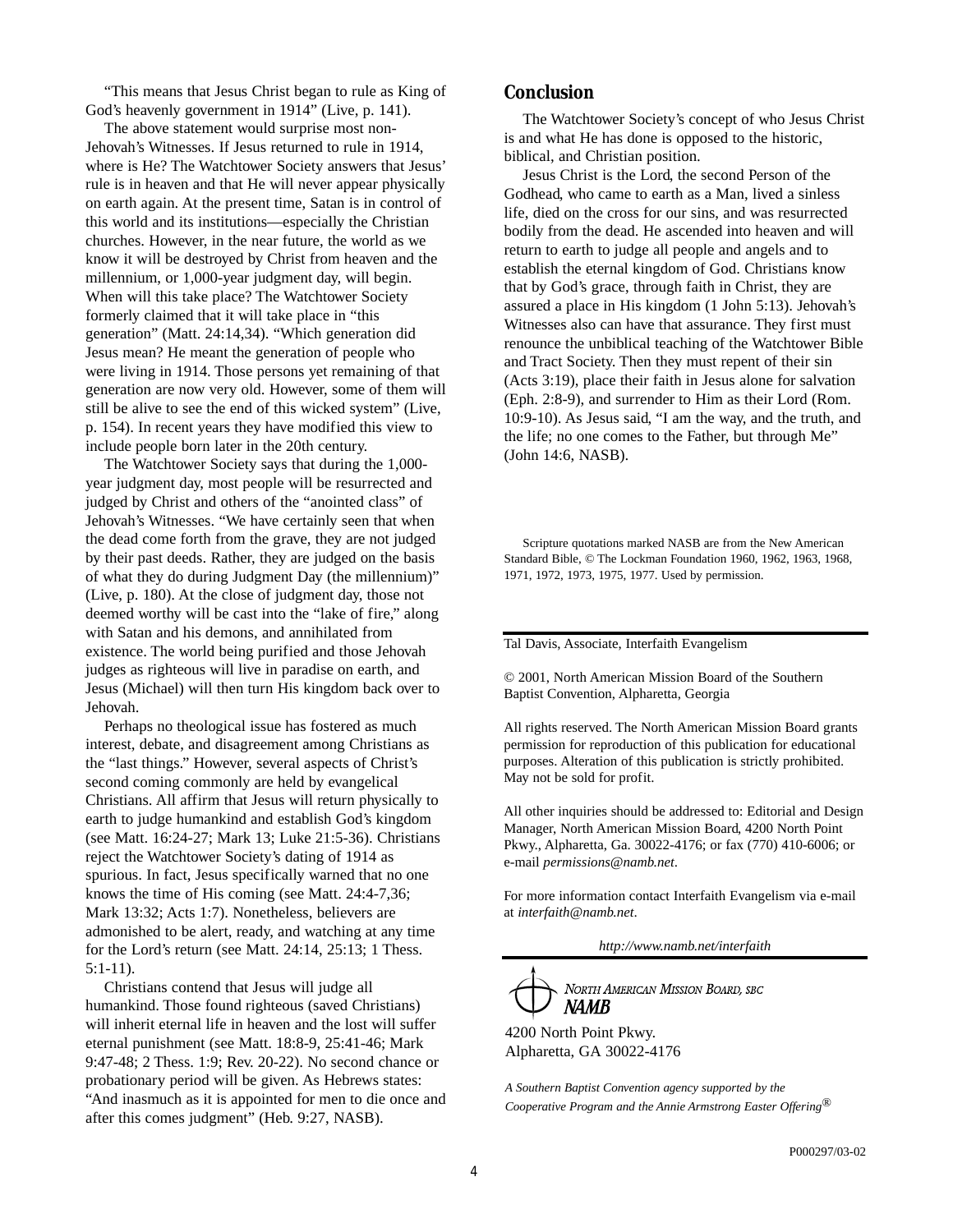"This means that Jesus Christ began to rule as King of God's heavenly government in 1914" (Live, p. 141).

The above statement would surprise most non-Jehovah's Witnesses. If Jesus returned to rule in 1914, where is He? The Watchtower Society answers that Jesus' rule is in heaven and that He will never appear physically on earth again. At the present time, Satan is in control of this world and its institutions—especially the Christian churches. However, in the near future, the world as we know it will be destroyed by Christ from heaven and the millennium, or 1,000-year judgment day, will begin. When will this take place? The Watchtower Society formerly claimed that it will take place in "this generation" (Matt. 24:14,34). "Which generation did Jesus mean? He meant the generation of people who were living in 1914. Those persons yet remaining of that generation are now very old. However, some of them will still be alive to see the end of this wicked system" (Live, p. 154). In recent years they have modified this view to include people born later in the 20th century.

The Watchtower Society says that during the 1,000-year judgment day, most people will be resurrected and judged by Christ and others of the "anointed class" of Jehovah's Witnesses. "We have certainly seen that when the dead come forth from the grave, they are not judged by their past deeds. Rather, they are judged on the basis of what they do during Judgment Day (the millennium)" (Live, p. 180). At the close of judgment day, those not deemed worthy will be cast into the "lake of fire," along with Satan and his demons, and annihilated from existence. The world being purified and those Jehovah judges as righteous will live in paradise on earth, and Jesus (Michael) will then turn His kingdom back over to Jehovah.

Perhaps no theological issue has fostered as much interest, debate, and disagreement among Christians as the "last things." However, several aspects of Christ's second coming commonly are held by evangelical Christians. All affirm that Jesus will return physically to earth to judge humankind and establish God's kingdom (see Matt. 16:24-27; Mark 13; Luke 21:5-36). Christians reject the Watchtower Society's dating of 1914 as spurious. In fact, Jesus specifically warned that no one knows the time of His coming (see Matt. 24:4-7,36; Mark 13:32; Acts 1:7). Nonetheless, believers are admonished to be alert, ready, and watching at any time for the Lord's return (see Matt. 24:14, 25:13; 1 Thess. 5:1-11).

Christians contend that Jesus will judge all humankind. Those found righteous (saved Christians) will inherit eternal life in heaven and the lost will suffer eternal punishment (see Matt. 18:8-9, 25:41-46; Mark 9:47-48; 2 Thess. 1:9; Rev. 20-22). No second chance or probationary period will be given. As Hebrews states: "And inasmuch as it is appointed for men to die once and after this comes judgment" (Heb. 9:27, NASB).

## Conclusion

The Watchtower Society's concept of who Jesus Christ is and what He has done is opposed to the historic, biblical, and Christian position.

Jesus Christ is the Lord, the second Person of the Godhead, who came to earth as a Man, lived a sinless life, died on the cross for our sins, and was resurrected bodily from the dead. He ascended into heaven and will return to earth to judge all people and angels and to establish the eternal kingdom of God. Christians know that by God's grace, through faith in Christ, they are assured a place in His kingdom (1 John 5:13). Jehovah's Witnesses also can have that assurance. They first must renounce the unbiblical teaching of the Watchtower Bible and Tract Society. Then they must repent of their sin (Acts 3:19), place their faith in Jesus alone for salvation (Eph. 2:8-9), and surrender to Him as their Lord (Rom. 10:9-10). As Jesus said, "I am the way, and the truth, and the life; no one comes to the Father, but through Me" (John 14:6, NASB).

Scripture quotations marked NASB are from the New American Standard Bible, © The Lockman Foundation 1960, 1962, 1963, 1968, 1971, 1972, 1973, 1975, 1977. Used by permission.

---

Tal Davis, Associate, Interfaith Evangelism

© 2001, North American Mission Board of the Southern Baptist Convention, Alpharetta, Georgia

All rights reserved. The North American Mission Board grants permission for reproduction of this publication for educational purposes. Alteration of this publication is strictly prohibited. May not be sold for profit.

All other inquiries should be addressed to: Editorial and Design Manager, North American Mission Board, 4200 North Point Pkwy., Alpharetta, Ga. 30022-4176; or fax (770) 410-6006; or e-mail *permissions@namb.net*.

For more information contact Interfaith Evangelism via e-mail at *interfaith@namb.net*.

*http://www.namb.net/interfaith*

---

NORTH AMERICAN MISSION BOARD, SBC
**NAMB**

4200 North Point Pkwy.
Alpharetta, GA 30022-4176

*A Southern Baptist Convention agency supported by the Cooperative Program and the Annie Armstrong Easter Offering®*

P000297/03-02